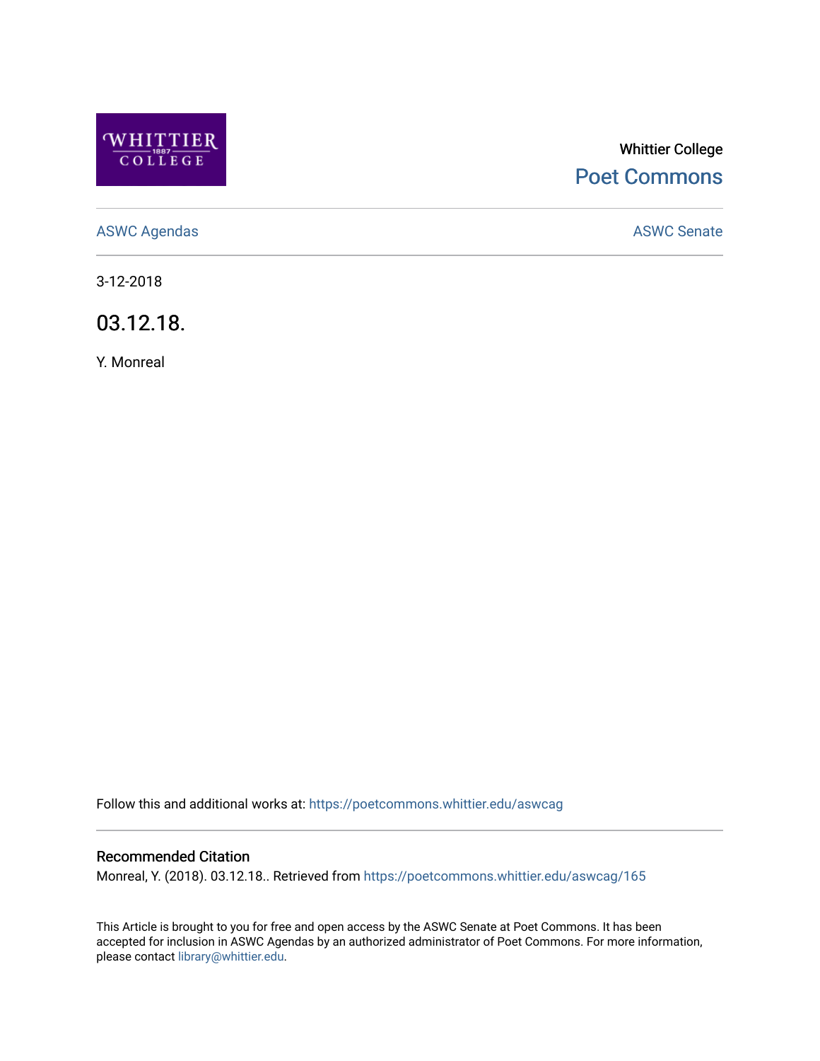Whittier College
Poet Commons

ASWC Agendas | ASWC Senate

3-12-2018

# 03.12.18.

Y. Monreal

Follow this and additional works at: https://poetcommons.whittier.edu/aswcag

### Recommended Citation

Monreal, Y. (2018). 03.12.18.. Retrieved from https://poetcommons.whittier.edu/aswcag/165

This Article is brought to you for free and open access by the ASWC Senate at Poet Commons. It has been accepted for inclusion in ASWC Agendas by an authorized administrator of Poet Commons. For more information, please contact library@whittier.edu.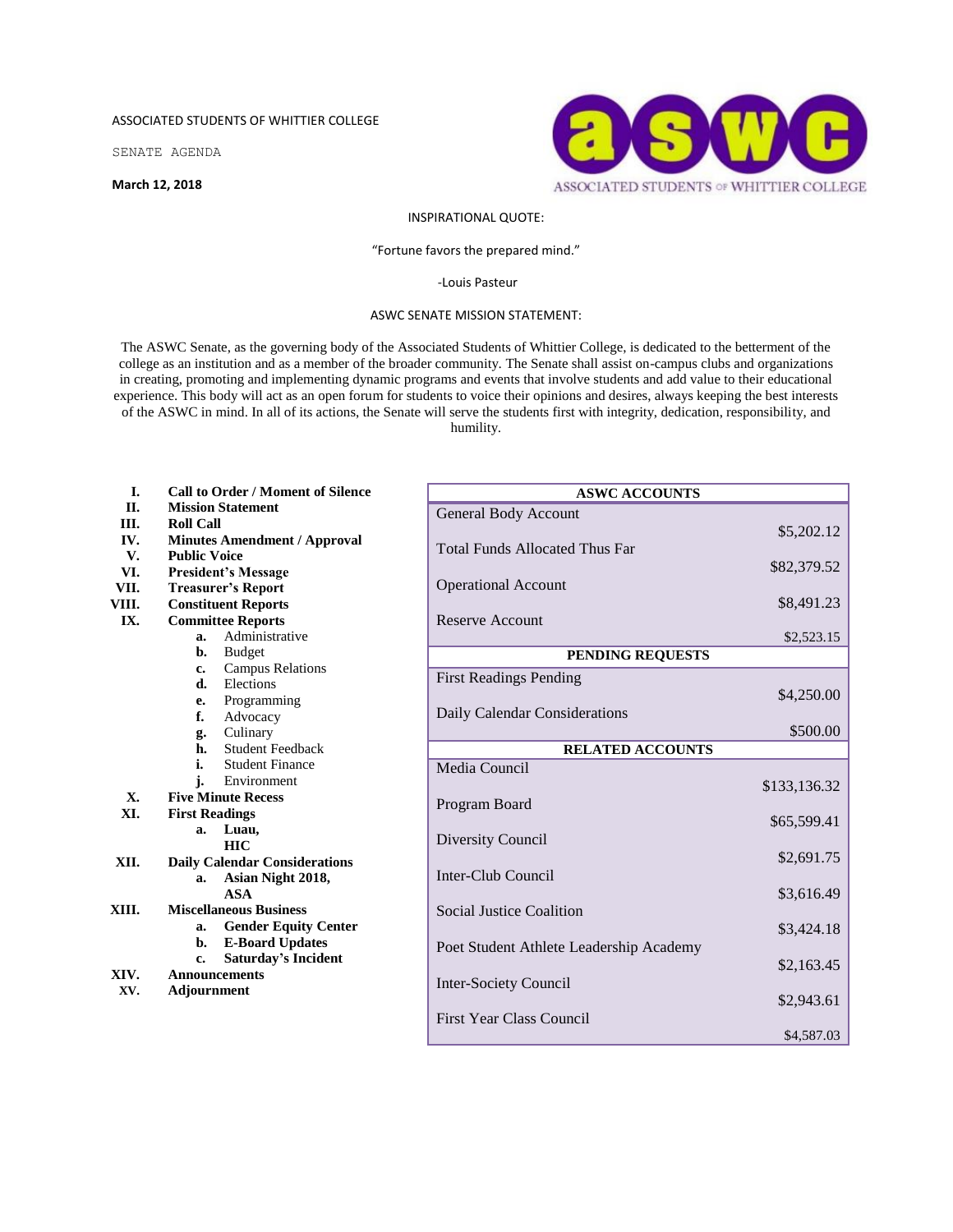ASSOCIATED STUDENTS OF WHITTIER COLLEGE

SENATE AGENDA

**March 12, 2018**

ASSOCIATED STUDENTS OF WHITTIER COLLEGE

INSPIRATIONAL QUOTE:

"Fortune favors the prepared mind."

-Louis Pasteur

ASWC SENATE MISSION STATEMENT:

The ASWC Senate, as the governing body of the Associated Students of Whittier College, is dedicated to the betterment of the college as an institution and as a member of the broader community. The Senate shall assist on-campus clubs and organizations in creating, promoting and implementing dynamic programs and events that involve students and add value to their educational experience. This body will act as an open forum for students to voice their opinions and desires, always keeping the best interests of the ASWC in mind. In all of its actions, the Senate will serve the students first with integrity, dedication, responsibility, and humility.

- **I. Call to Order / Moment of Silence**
- **II. Mission Statement**
- **III. Roll Call**
- **IV. Minutes Amendment / Approval**
- **V. Public Voice**
- **VI. President's Message**
- **VII. Treasurer's Report**
- **VIII. Constituent Reports**
- **IX. Committee Reports**
  - **a.** Administrative
  - **b.** Budget
  - **c.** Campus Relations
  - **d.** Elections
  - **e.** Programming
  - **f.** Advocacy
  - **g.** Culinary
  - **h.** Student Feedback
  - **i.** Student Finance
  - **j.** Environment
- **X. Five Minute Recess**
- **XI. First Readings**
  - **a. Luau, HIC**
- **XII. Daily Calendar Considerations**
  - **a. Asian Night 2018, ASA**
- **XIII. Miscellaneous Business**
  - **a. Gender Equity Center**
  - **b. E-Board Updates**
  - **c. Saturday's Incident**
- **XIV. Announcements**
- **XV. Adjournment**

| **ASWC ACCOUNTS** | |
|---|---|
| General Body Account | $5,202.12 |
| Total Funds Allocated Thus Far | $82,379.52 |
| Operational Account | $8,491.23 |
| Reserve Account | $2,523.15 |
| **PENDING REQUESTS** | |
| First Readings Pending | $4,250.00 |
| Daily Calendar Considerations | $500.00 |
| **RELATED ACCOUNTS** | |
| Media Council | $133,136.32 |
| Program Board | $65,599.41 |
| Diversity Council | $2,691.75 |
| Inter-Club Council | $3,616.49 |
| Social Justice Coalition | $3,424.18 |
| Poet Student Athlete Leadership Academy | $2,163.45 |
| Inter-Society Council | $2,943.61 |
| First Year Class Council | $4,587.03 |